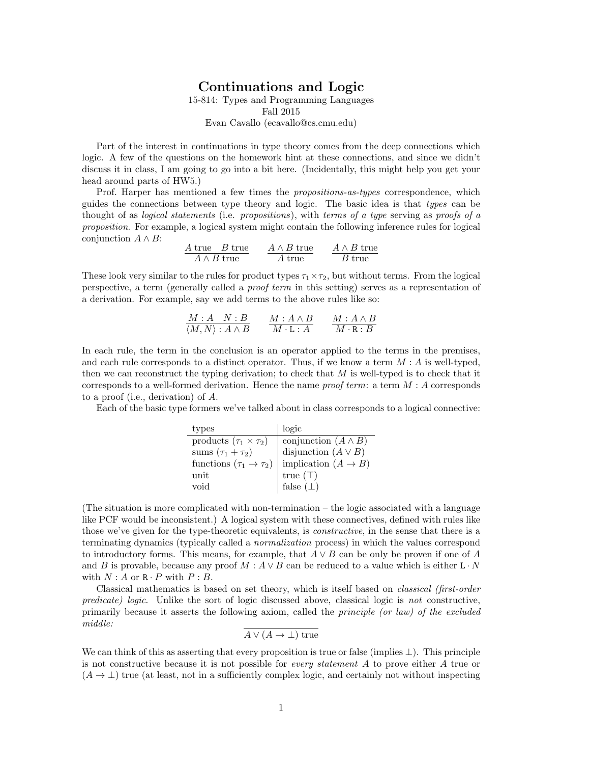# Continuations and Logic

15-814: Types and Programming Languages
Fall 2015
Evan Cavallo (ecavallo@cs.cmu.edu)

Part of the interest in continuations in type theory comes from the deep connections which logic. A few of the questions on the homework hint at these connections, and since we didn't discuss it in class, I am going to go into a bit here. (Incidentally, this might help you get your head around parts of HW5.)

Prof. Harper has mentioned a few times the *propositions-as-types* correspondence, which guides the connections between type theory and logic. The basic idea is that *types* can be thought of as *logical statements* (i.e. *propositions*), with *terms of a type* serving as *proofs of a proposition*. For example, a logical system might contain the following inference rules for logical conjunction $A \wedge B$:

$$\frac{A \text{ true} \quad B \text{ true}}{A \wedge B \text{ true}} \qquad \frac{A \wedge B \text{ true}}{A \text{ true}} \qquad \frac{A \wedge B \text{ true}}{B \text{ true}}$$

These look very similar to the rules for product types $\tau_1 \times \tau_2$, but without terms. From the logical perspective, a term (generally called a *proof term* in this setting) serves as a representation of a derivation. For example, say we add terms to the above rules like so:

$$\frac{M : A \quad N : B}{\langle M, N \rangle : A \wedge B} \qquad \frac{M : A \wedge B}{M \cdot \mathtt{L} : A} \qquad \frac{M : A \wedge B}{M \cdot \mathtt{R} : B}$$

In each rule, the term in the conclusion is an operator applied to the terms in the premises, and each rule corresponds to a distinct operator. Thus, if we know a term $M : A$ is well-typed, then we can reconstruct the typing derivation; to check that $M$ is well-typed is to check that it corresponds to a well-formed derivation. Hence the name *proof term*: a term $M : A$ corresponds to a proof (i.e., derivation) of $A$.

Each of the basic type formers we've talked about in class corresponds to a logical connective:

| types | logic |
|---|---|
| products ($\tau_1 \times \tau_2$) | conjunction ($A \wedge B$) |
| sums ($\tau_1 + \tau_2$) | disjunction ($A \vee B$) |
| functions ($\tau_1 \to \tau_2$) | implication ($A \to B$) |
| unit | true ($\top$) |
| void | false ($\bot$) |

(The situation is more complicated with non-termination – the logic associated with a language like PCF would be inconsistent.) A logical system with these connectives, defined with rules like those we've given for the type-theoretic equivalents, is *constructive*, in the sense that there is a terminating dynamics (typically called a *normalization* process) in which the values correspond to introductory forms. This means, for example, that $A \vee B$ can be only be proven if one of $A$ and $B$ is provable, because any proof $M : A \vee B$ can be reduced to a value which is either $\mathtt{L} \cdot N$ with $N : A$ or $\mathtt{R} \cdot P$ with $P : B$.

Classical mathematics is based on set theory, which is itself based on *classical (first-order predicate) logic*. Unlike the sort of logic discussed above, classical logic is *not* constructive, primarily because it asserts the following axiom, called the *principle (or law) of the excluded middle:*

$$\frac{}{A \vee (A \to \bot) \text{ true}}$$

We can think of this as asserting that every proposition is true or false (implies $\bot$). This principle is not constructive because it is not possible for *every statement* $A$ to prove either $A$ true or $(A \to \bot)$ true (at least, not in a sufficiently complex logic, and certainly not without inspecting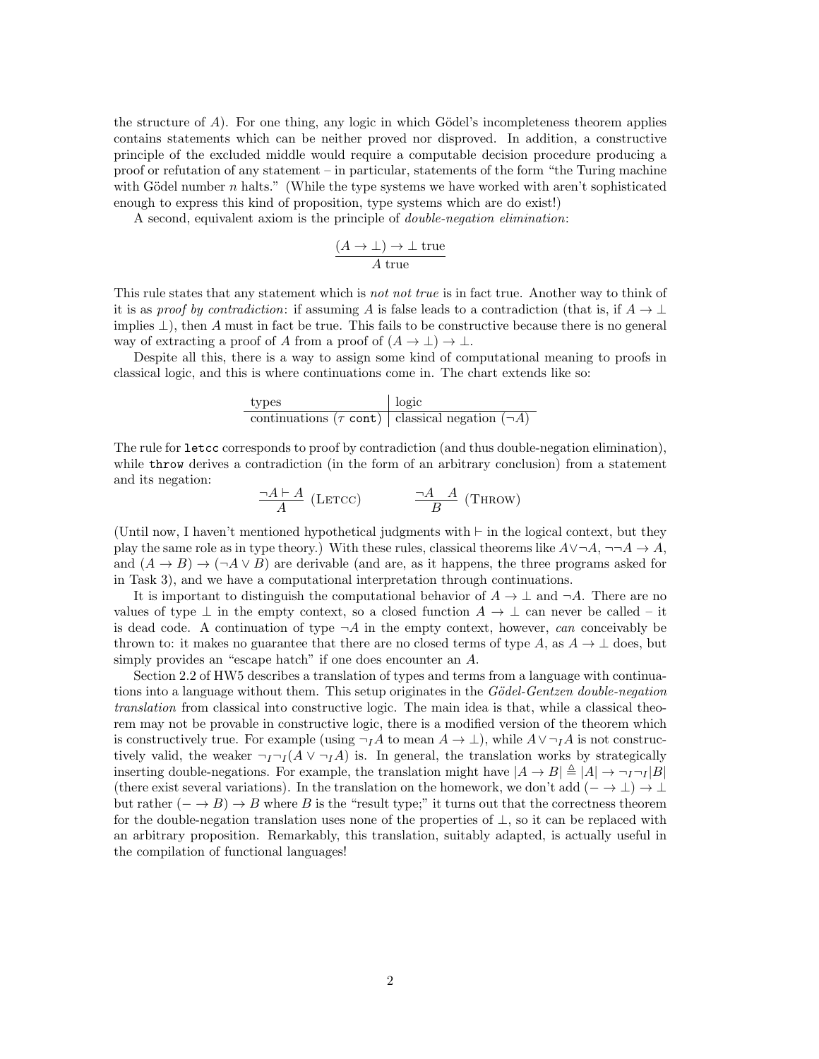the structure of $A$). For one thing, any logic in which Gödel's incompleteness theorem applies contains statements which can be neither proved nor disproved. In addition, a constructive principle of the excluded middle would require a computable decision procedure producing a proof or refutation of any statement – in particular, statements of the form "the Turing machine with Gödel number $n$ halts." (While the type systems we have worked with aren't sophisticated enough to express this kind of proposition, type systems which are do exist!)

A second, equivalent axiom is the principle of *double-negation elimination*:

$$\frac{(A \to \bot) \to \bot \text{ true}}{A \text{ true}}$$

This rule states that any statement which is *not not true* is in fact true. Another way to think of it is as *proof by contradiction*: if assuming $A$ is false leads to a contradiction (that is, if $A \to \bot$ implies $\bot$), then $A$ must in fact be true. This fails to be constructive because there is no general way of extracting a proof of $A$ from a proof of $(A \to \bot) \to \bot$.

Despite all this, there is a way to assign some kind of computational meaning to proofs in classical logic, and this is where continuations come in. The chart extends like so:

| types | logic |
|---|---|
| continuations ($\tau$ `cont`) | classical negation ($\neg A$) |

The rule for `letcc` corresponds to proof by contradiction (and thus double-negation elimination), while `throw` derives a contradiction (in the form of an arbitrary conclusion) from a statement and its negation:

$$\frac{\neg A \vdash A}{A}\ (\text{Letcc}) \qquad\qquad \frac{\neg A \quad A}{B}\ (\text{Throw})$$

(Until now, I haven't mentioned hypothetical judgments with $\vdash$ in the logical context, but they play the same role as in type theory.) With these rules, classical theorems like $A \vee \neg A$, $\neg\neg A \to A$, and $(A \to B) \to (\neg A \vee B)$ are derivable (and are, as it happens, the three programs asked for in Task 3), and we have a computational interpretation through continuations.

It is important to distinguish the computational behavior of $A \to \bot$ and $\neg A$. There are no values of type $\bot$ in the empty context, so a closed function $A \to \bot$ can never be called – it is dead code. A continuation of type $\neg A$ in the empty context, however, *can* conceivably be thrown to: it makes no guarantee that there are no closed terms of type $A$, as $A \to \bot$ does, but simply provides an "escape hatch" if one does encounter an $A$.

Section 2.2 of HW5 describes a translation of types and terms from a language with continuations into a language without them. This setup originates in the *Gödel-Gentzen double-negation translation* from classical into constructive logic. The main idea is that, while a classical theorem may not be provable in constructive logic, there is a modified version of the theorem which is constructively true. For example (using $\neg_I A$ to mean $A \to \bot$), while $A \vee \neg_I A$ is not constructively valid, the weaker $\neg_I \neg_I (A \vee \neg_I A)$ is. In general, the translation works by strategically inserting double-negations. For example, the translation might have $|A \to B| \triangleq |A| \to \neg_I \neg_I |B|$ (there exist several variations). In the translation on the homework, we don't add $(- \to \bot) \to \bot$ but rather $(- \to B) \to B$ where $B$ is the "result type;" it turns out that the correctness theorem for the double-negation translation uses none of the properties of $\bot$, so it can be replaced with an arbitrary proposition. Remarkably, this translation, suitably adapted, is actually useful in the compilation of functional languages!